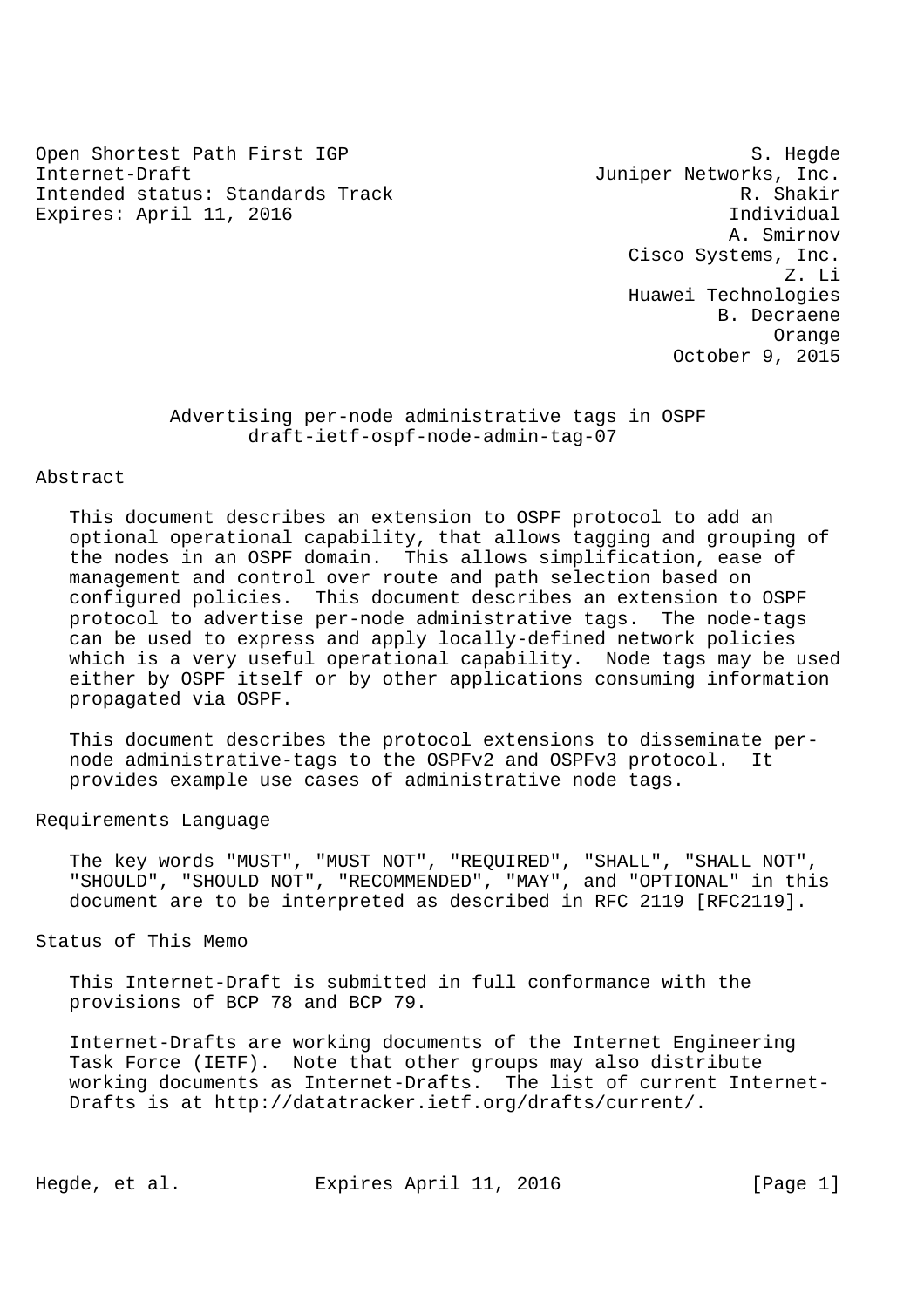Open Shortest Path First IGP
Internet-Draft
Intended status: Standards Track
Expires: April 11, 2016

S. Hegde
Juniper Networks, Inc.
R. Shakir
Individual
A. Smirnov
Cisco Systems, Inc.
Z. Li
Huawei Technologies
B. Decraene
Orange
October 9, 2015

# Advertising per-node administrative tags in OSPF
draft-ietf-ospf-node-admin-tag-07

## Abstract

This document describes an extension to OSPF protocol to add an optional operational capability, that allows tagging and grouping of the nodes in an OSPF domain. This allows simplification, ease of management and control over route and path selection based on configured policies. This document describes an extension to OSPF protocol to advertise per-node administrative tags. The node-tags can be used to express and apply locally-defined network policies which is a very useful operational capability. Node tags may be used either by OSPF itself or by other applications consuming information propagated via OSPF.

This document describes the protocol extensions to disseminate per-node administrative-tags to the OSPFv2 and OSPFv3 protocol. It provides example use cases of administrative node tags.

## Requirements Language

The key words "MUST", "MUST NOT", "REQUIRED", "SHALL", "SHALL NOT", "SHOULD", "SHOULD NOT", "RECOMMENDED", "MAY", and "OPTIONAL" in this document are to be interpreted as described in RFC 2119 [RFC2119].

## Status of This Memo

This Internet-Draft is submitted in full conformance with the provisions of BCP 78 and BCP 79.

Internet-Drafts are working documents of the Internet Engineering Task Force (IETF). Note that other groups may also distribute working documents as Internet-Drafts. The list of current Internet-Drafts is at http://datatracker.ietf.org/drafts/current/.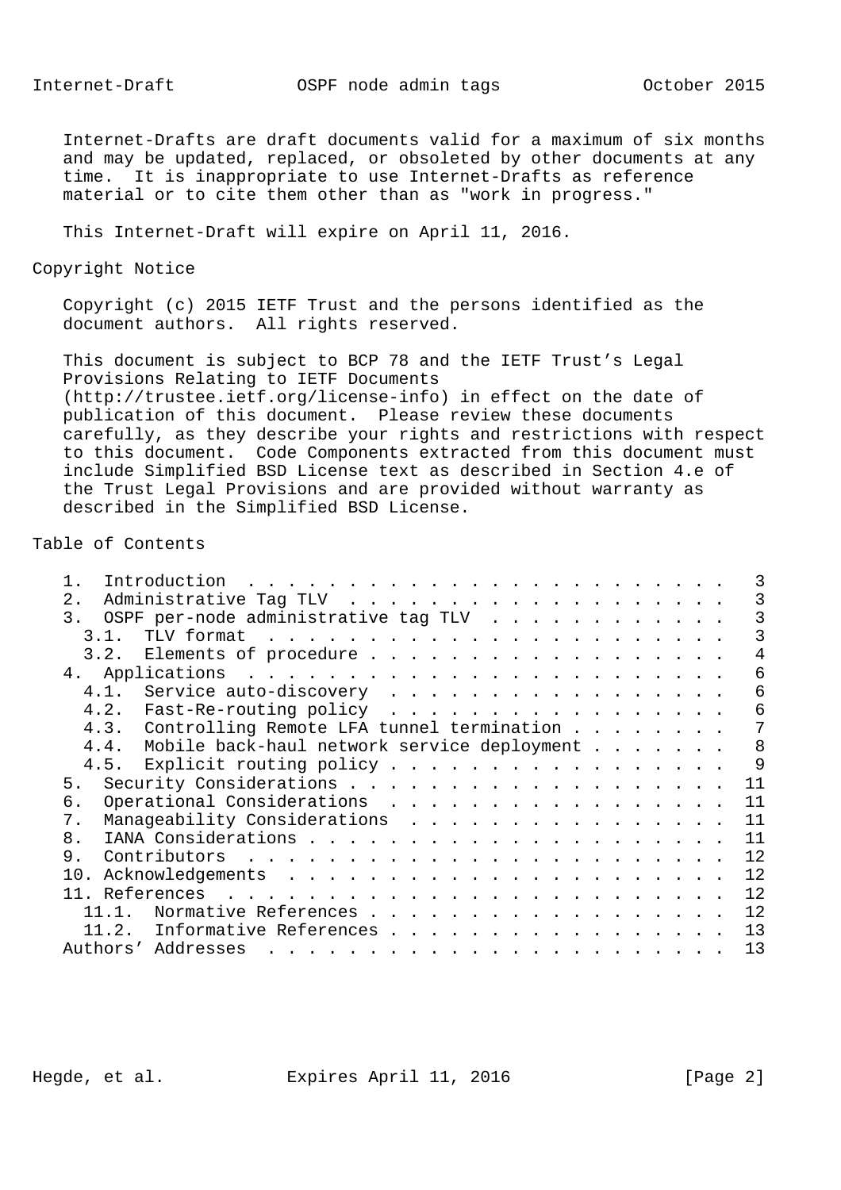Internet-Drafts are draft documents valid for a maximum of six months and may be updated, replaced, or obsoleted by other documents at any time. It is inappropriate to use Internet-Drafts as reference material or to cite them other than as "work in progress."

This Internet-Draft will expire on April 11, 2016.

## Copyright Notice

Copyright (c) 2015 IETF Trust and the persons identified as the document authors. All rights reserved.

This document is subject to BCP 78 and the IETF Trust's Legal Provisions Relating to IETF Documents (http://trustee.ietf.org/license-info) in effect on the date of publication of this document. Please review these documents carefully, as they describe your rights and restrictions with respect to this document. Code Components extracted from this document must include Simplified BSD License text as described in Section 4.e of the Trust Legal Provisions and are provided without warranty as described in the Simplified BSD License.

## Table of Contents

```
   1.  Introduction . . . . . . . . . . . . . . . . . . . . . . . .   3
   2.  Administrative Tag TLV . . . . . . . . . . . . . . . . . . .   3
   3.  OSPF per-node administrative tag TLV . . . . . . . . . . . .   3
     3.1.  TLV format . . . . . . . . . . . . . . . . . . . . . . .   3
     3.2.  Elements of procedure . . . . . . . . . . . . . . . . . .   4
   4.  Applications . . . . . . . . . . . . . . . . . . . . . . . .   6
     4.1.  Service auto-discovery . . . . . . . . . . . . . . . . .   6
     4.2.  Fast-Re-routing policy . . . . . . . . . . . . . . . . .   6
     4.3.  Controlling Remote LFA tunnel termination . . . . . . . .   7
     4.4.  Mobile back-haul network service deployment . . . . . . .   8
     4.5.  Explicit routing policy . . . . . . . . . . . . . . . . .   9
   5.  Security Considerations . . . . . . . . . . . . . . . . . . .  11
   6.  Operational Considerations . . . . . . . . . . . . . . . . .  11
   7.  Manageability Considerations . . . . . . . . . . . . . . . .  11
   8.  IANA Considerations . . . . . . . . . . . . . . . . . . . . .  11
   9.  Contributors . . . . . . . . . . . . . . . . . . . . . . . .  12
   10. Acknowledgements . . . . . . . . . . . . . . . . . . . . . .  12
   11. References . . . . . . . . . . . . . . . . . . . . . . . . .  12
     11.1.  Normative References . . . . . . . . . . . . . . . . . .  12
     11.2.  Informative References . . . . . . . . . . . . . . . . .  13
   Authors' Addresses . . . . . . . . . . . . . . . . . . . . . . .  13
```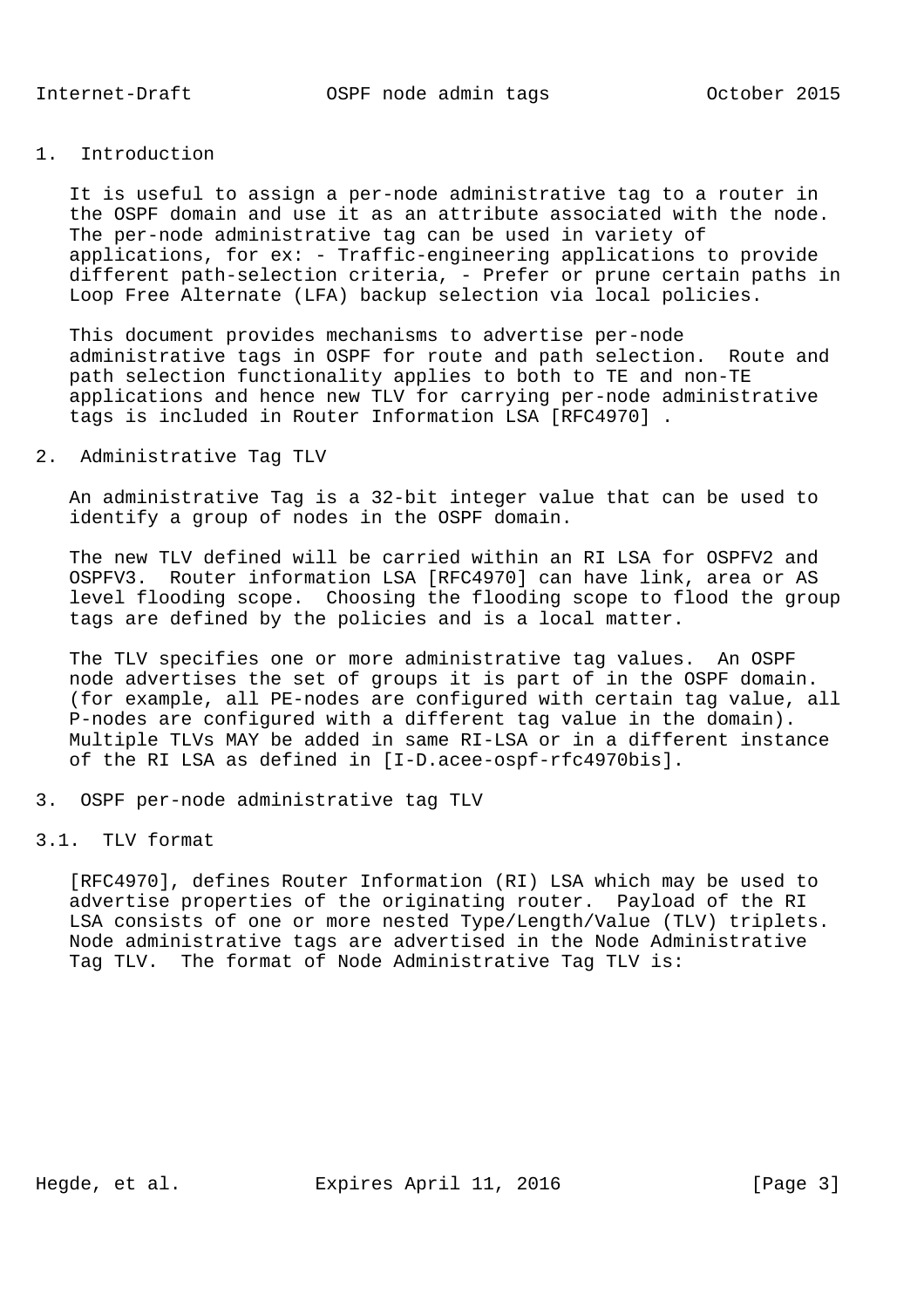# 1. Introduction

It is useful to assign a per-node administrative tag to a router in the OSPF domain and use it as an attribute associated with the node. The per-node administrative tag can be used in variety of applications, for ex: - Traffic-engineering applications to provide different path-selection criteria, - Prefer or prune certain paths in Loop Free Alternate (LFA) backup selection via local policies.

This document provides mechanisms to advertise per-node administrative tags in OSPF for route and path selection. Route and path selection functionality applies to both to TE and non-TE applications and hence new TLV for carrying per-node administrative tags is included in Router Information LSA [RFC4970] .

# 2. Administrative Tag TLV

An administrative Tag is a 32-bit integer value that can be used to identify a group of nodes in the OSPF domain.

The new TLV defined will be carried within an RI LSA for OSPFV2 and OSPFV3. Router information LSA [RFC4970] can have link, area or AS level flooding scope. Choosing the flooding scope to flood the group tags are defined by the policies and is a local matter.

The TLV specifies one or more administrative tag values. An OSPF node advertises the set of groups it is part of in the OSPF domain. (for example, all PE-nodes are configured with certain tag value, all P-nodes are configured with a different tag value in the domain). Multiple TLVs MAY be added in same RI-LSA or in a different instance of the RI LSA as defined in [I-D.acee-ospf-rfc4970bis].

# 3. OSPF per-node administrative tag TLV

## 3.1. TLV format

[RFC4970], defines Router Information (RI) LSA which may be used to advertise properties of the originating router. Payload of the RI LSA consists of one or more nested Type/Length/Value (TLV) triplets. Node administrative tags are advertised in the Node Administrative Tag TLV. The format of Node Administrative Tag TLV is: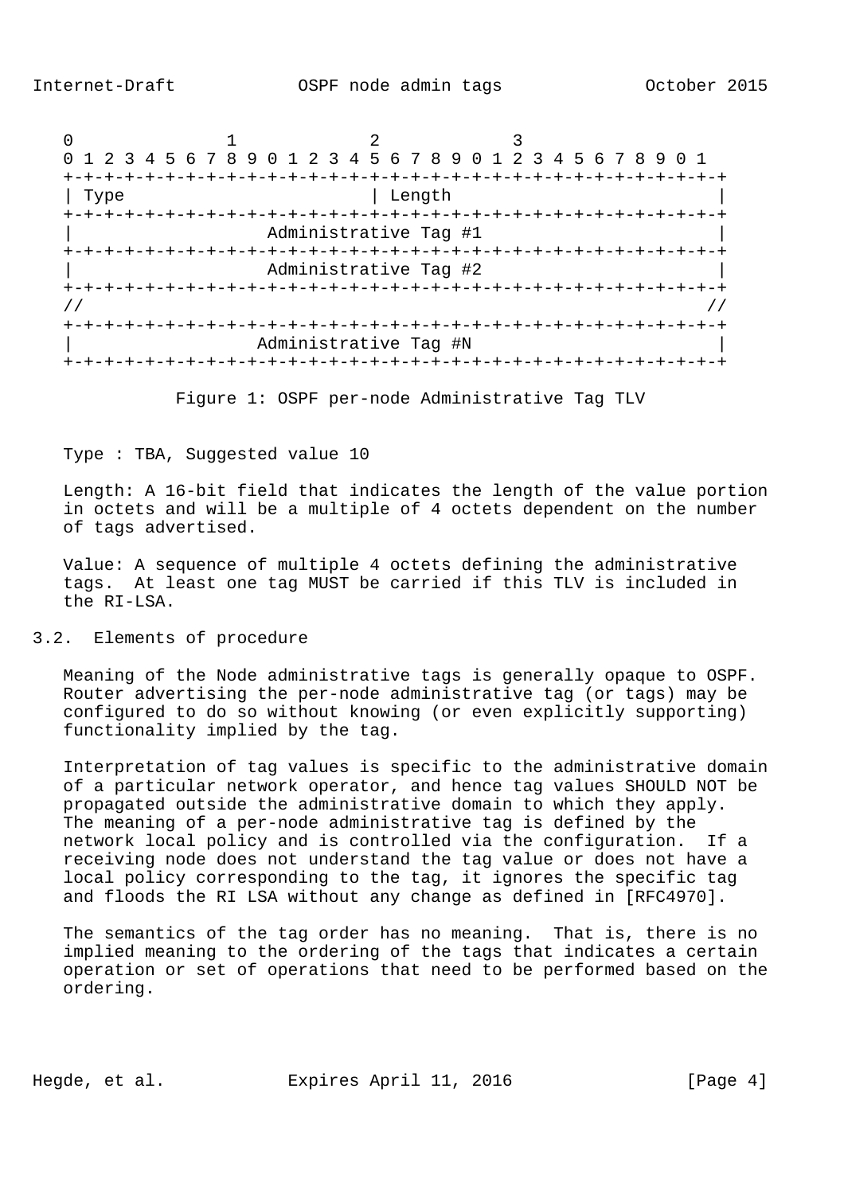```
 0                   1                   2                   3
 0 1 2 3 4 5 6 7 8 9 0 1 2 3 4 5 6 7 8 9 0 1 2 3 4 5 6 7 8 9 0 1
+-+-+-+-+-+-+-+-+-+-+-+-+-+-+-+-+-+-+-+-+-+-+-+-+-+-+-+-+-+-+-+-+
| Type                          | Length                        |
+-+-+-+-+-+-+-+-+-+-+-+-+-+-+-+-+-+-+-+-+-+-+-+-+-+-+-+-+-+-+-+-+
|                   Administrative Tag #1                       |
+-+-+-+-+-+-+-+-+-+-+-+-+-+-+-+-+-+-+-+-+-+-+-+-+-+-+-+-+-+-+-+-+
|                   Administrative Tag #2                       |
+-+-+-+-+-+-+-+-+-+-+-+-+-+-+-+-+-+-+-+-+-+-+-+-+-+-+-+-+-+-+-+-+
//                                                             //
+-+-+-+-+-+-+-+-+-+-+-+-+-+-+-+-+-+-+-+-+-+-+-+-+-+-+-+-+-+-+-+-+
|                  Administrative Tag #N                        |
+-+-+-+-+-+-+-+-+-+-+-+-+-+-+-+-+-+-+-+-+-+-+-+-+-+-+-+-+-+-+-+-+
```

Figure 1: OSPF per-node Administrative Tag TLV

Type : TBA, Suggested value 10

Length: A 16-bit field that indicates the length of the value portion in octets and will be a multiple of 4 octets dependent on the number of tags advertised.

Value: A sequence of multiple 4 octets defining the administrative tags. At least one tag MUST be carried if this TLV is included in the RI-LSA.

## 3.2. Elements of procedure

Meaning of the Node administrative tags is generally opaque to OSPF. Router advertising the per-node administrative tag (or tags) may be configured to do so without knowing (or even explicitly supporting) functionality implied by the tag.

Interpretation of tag values is specific to the administrative domain of a particular network operator, and hence tag values SHOULD NOT be propagated outside the administrative domain to which they apply. The meaning of a per-node administrative tag is defined by the network local policy and is controlled via the configuration. If a receiving node does not understand the tag value or does not have a local policy corresponding to the tag, it ignores the specific tag and floods the RI LSA without any change as defined in [RFC4970].

The semantics of the tag order has no meaning. That is, there is no implied meaning to the ordering of the tags that indicates a certain operation or set of operations that need to be performed based on the ordering.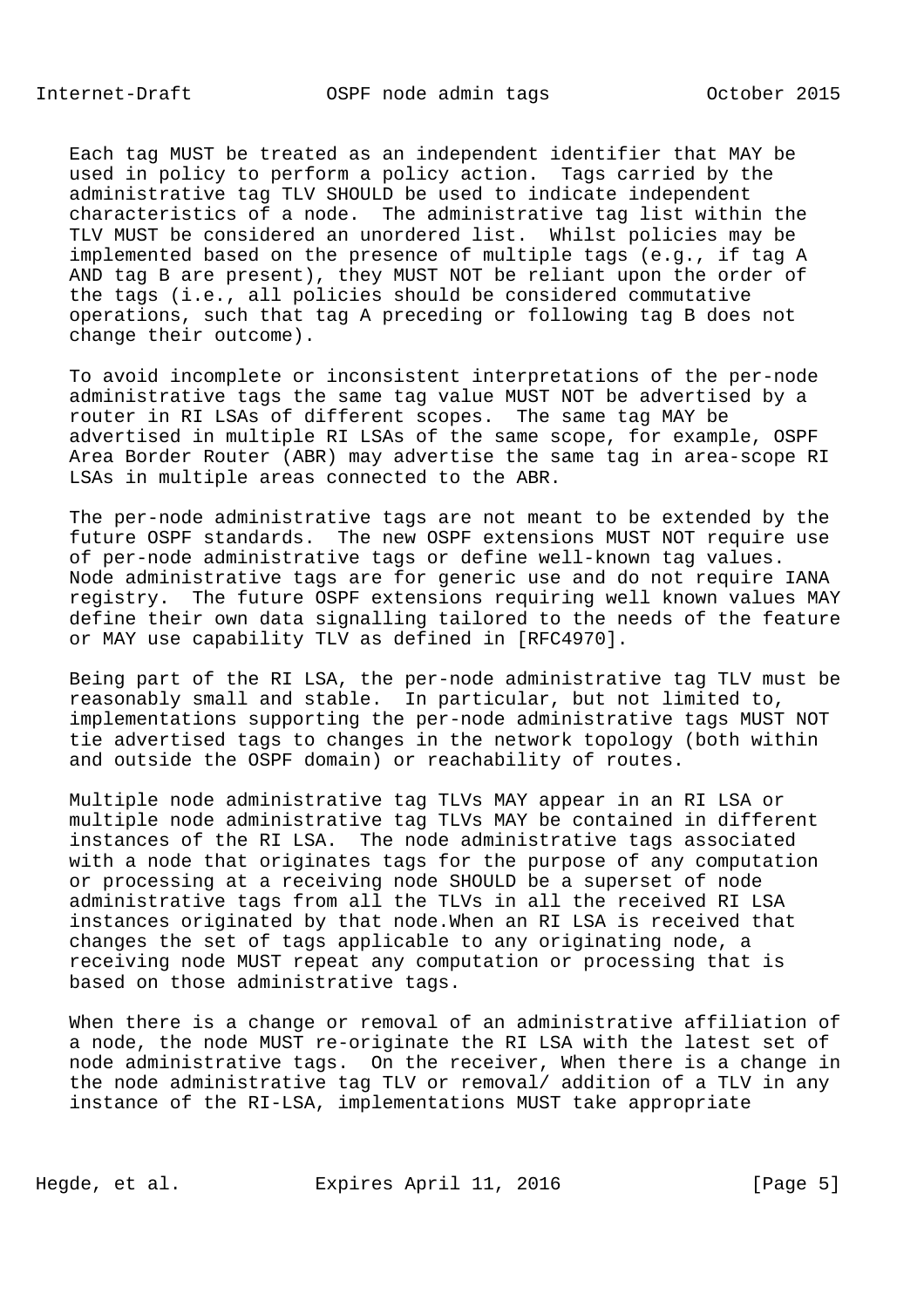Each tag MUST be treated as an independent identifier that MAY be used in policy to perform a policy action. Tags carried by the administrative tag TLV SHOULD be used to indicate independent characteristics of a node. The administrative tag list within the TLV MUST be considered an unordered list. Whilst policies may be implemented based on the presence of multiple tags (e.g., if tag A AND tag B are present), they MUST NOT be reliant upon the order of the tags (i.e., all policies should be considered commutative operations, such that tag A preceding or following tag B does not change their outcome).

To avoid incomplete or inconsistent interpretations of the per-node administrative tags the same tag value MUST NOT be advertised by a router in RI LSAs of different scopes. The same tag MAY be advertised in multiple RI LSAs of the same scope, for example, OSPF Area Border Router (ABR) may advertise the same tag in area-scope RI LSAs in multiple areas connected to the ABR.

The per-node administrative tags are not meant to be extended by the future OSPF standards. The new OSPF extensions MUST NOT require use of per-node administrative tags or define well-known tag values. Node administrative tags are for generic use and do not require IANA registry. The future OSPF extensions requiring well known values MAY define their own data signalling tailored to the needs of the feature or MAY use capability TLV as defined in [RFC4970].

Being part of the RI LSA, the per-node administrative tag TLV must be reasonably small and stable. In particular, but not limited to, implementations supporting the per-node administrative tags MUST NOT tie advertised tags to changes in the network topology (both within and outside the OSPF domain) or reachability of routes.

Multiple node administrative tag TLVs MAY appear in an RI LSA or multiple node administrative tag TLVs MAY be contained in different instances of the RI LSA. The node administrative tags associated with a node that originates tags for the purpose of any computation or processing at a receiving node SHOULD be a superset of node administrative tags from all the TLVs in all the received RI LSA instances originated by that node.When an RI LSA is received that changes the set of tags applicable to any originating node, a receiving node MUST repeat any computation or processing that is based on those administrative tags.

When there is a change or removal of an administrative affiliation of a node, the node MUST re-originate the RI LSA with the latest set of node administrative tags. On the receiver, When there is a change in the node administrative tag TLV or removal/ addition of a TLV in any instance of the RI-LSA, implementations MUST take appropriate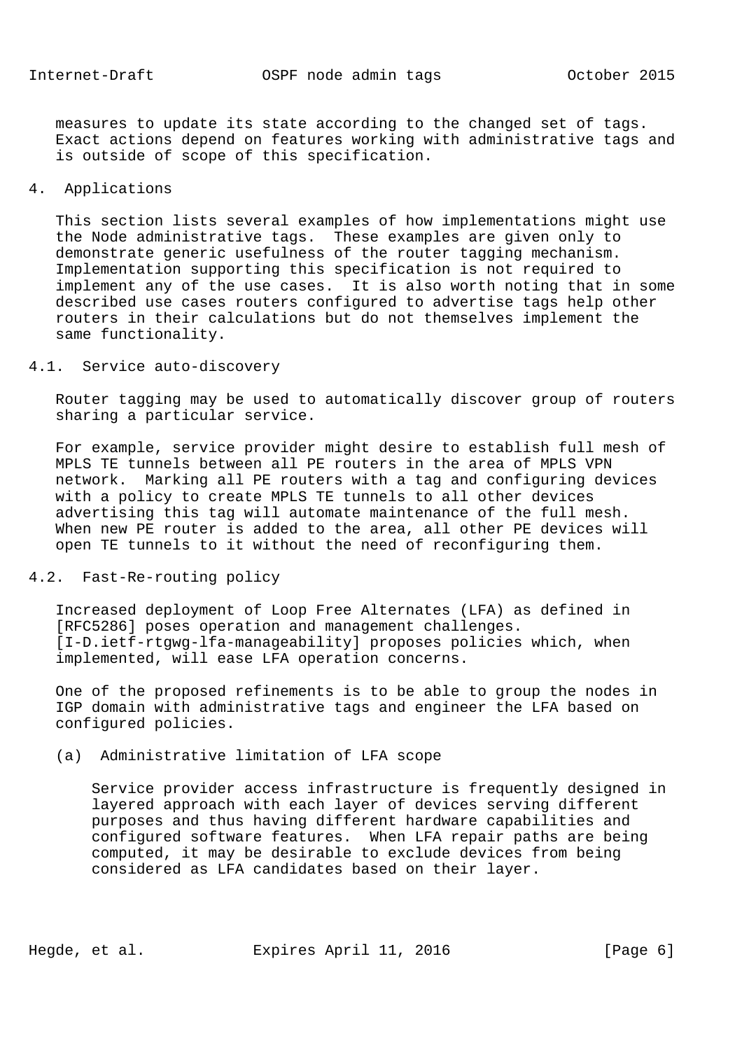measures to update its state according to the changed set of tags. Exact actions depend on features working with administrative tags and is outside of scope of this specification.

## 4. Applications

This section lists several examples of how implementations might use the Node administrative tags. These examples are given only to demonstrate generic usefulness of the router tagging mechanism. Implementation supporting this specification is not required to implement any of the use cases. It is also worth noting that in some described use cases routers configured to advertise tags help other routers in their calculations but do not themselves implement the same functionality.

### 4.1. Service auto-discovery

Router tagging may be used to automatically discover group of routers sharing a particular service.

For example, service provider might desire to establish full mesh of MPLS TE tunnels between all PE routers in the area of MPLS VPN network. Marking all PE routers with a tag and configuring devices with a policy to create MPLS TE tunnels to all other devices advertising this tag will automate maintenance of the full mesh. When new PE router is added to the area, all other PE devices will open TE tunnels to it without the need of reconfiguring them.

### 4.2. Fast-Re-routing policy

Increased deployment of Loop Free Alternates (LFA) as defined in [RFC5286] poses operation and management challenges. [I-D.ietf-rtgwg-lfa-manageability] proposes policies which, when implemented, will ease LFA operation concerns.

One of the proposed refinements is to be able to group the nodes in IGP domain with administrative tags and engineer the LFA based on configured policies.

(a) Administrative limitation of LFA scope

Service provider access infrastructure is frequently designed in layered approach with each layer of devices serving different purposes and thus having different hardware capabilities and configured software features. When LFA repair paths are being computed, it may be desirable to exclude devices from being considered as LFA candidates based on their layer.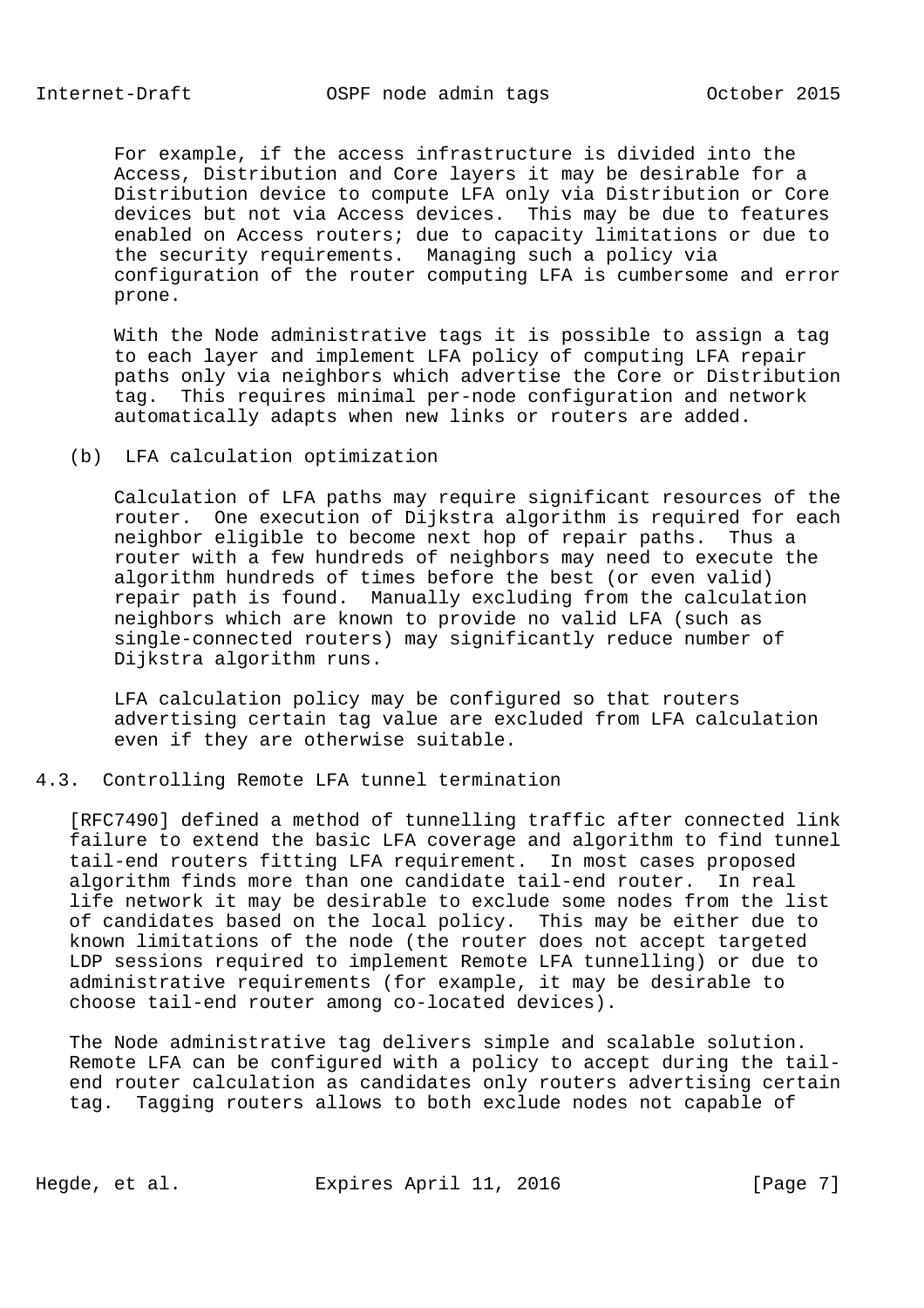For example, if the access infrastructure is divided into the Access, Distribution and Core layers it may be desirable for a Distribution device to compute LFA only via Distribution or Core devices but not via Access devices. This may be due to features enabled on Access routers; due to capacity limitations or due to the security requirements. Managing such a policy via configuration of the router computing LFA is cumbersome and error prone.

With the Node administrative tags it is possible to assign a tag to each layer and implement LFA policy of computing LFA repair paths only via neighbors which advertise the Core or Distribution tag. This requires minimal per-node configuration and network automatically adapts when new links or routers are added.

(b) LFA calculation optimization

Calculation of LFA paths may require significant resources of the router. One execution of Dijkstra algorithm is required for each neighbor eligible to become next hop of repair paths. Thus a router with a few hundreds of neighbors may need to execute the algorithm hundreds of times before the best (or even valid) repair path is found. Manually excluding from the calculation neighbors which are known to provide no valid LFA (such as single-connected routers) may significantly reduce number of Dijkstra algorithm runs.

LFA calculation policy may be configured so that routers advertising certain tag value are excluded from LFA calculation even if they are otherwise suitable.

### 4.3. Controlling Remote LFA tunnel termination

[RFC7490] defined a method of tunnelling traffic after connected link failure to extend the basic LFA coverage and algorithm to find tunnel tail-end routers fitting LFA requirement. In most cases proposed algorithm finds more than one candidate tail-end router. In real life network it may be desirable to exclude some nodes from the list of candidates based on the local policy. This may be either due to known limitations of the node (the router does not accept targeted LDP sessions required to implement Remote LFA tunnelling) or due to administrative requirements (for example, it may be desirable to choose tail-end router among co-located devices).

The Node administrative tag delivers simple and scalable solution. Remote LFA can be configured with a policy to accept during the tail-end router calculation as candidates only routers advertising certain tag. Tagging routers allows to both exclude nodes not capable of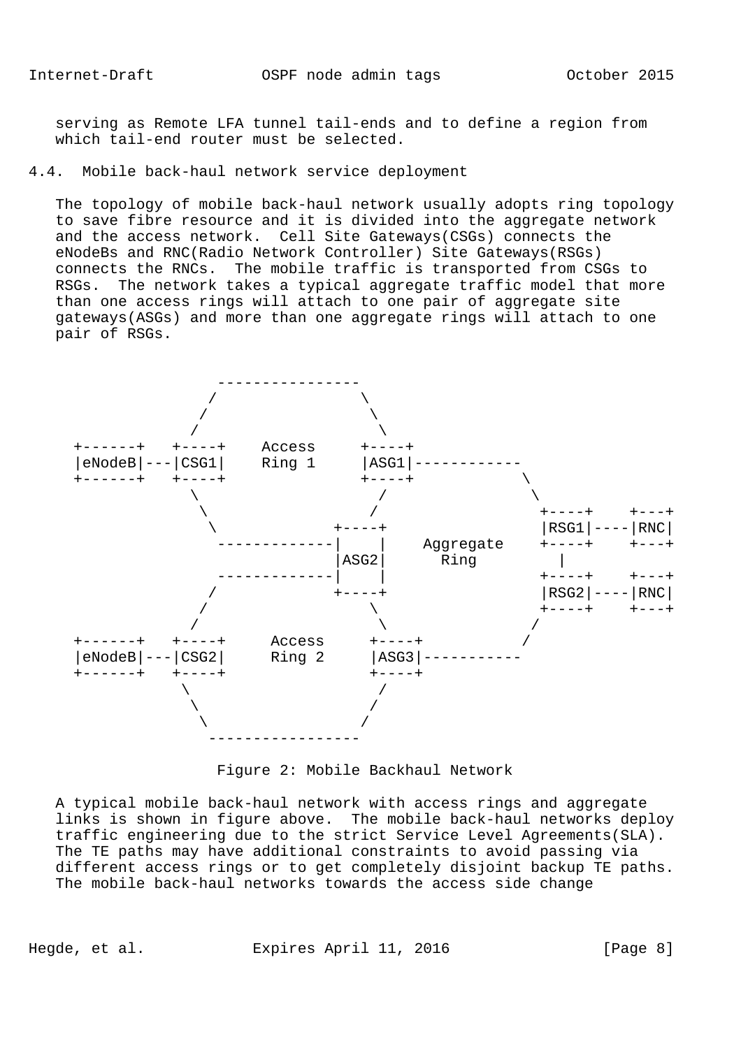serving as Remote LFA tunnel tail-ends and to define a region from which tail-end router must be selected.

### 4.4. Mobile back-haul network service deployment

The topology of mobile back-haul network usually adopts ring topology to save fibre resource and it is divided into the aggregate network and the access network. Cell Site Gateways(CSGs) connects the eNodeBs and RNC(Radio Network Controller) Site Gateways(RSGs) connects the RNCs. The mobile traffic is transported from CSGs to RSGs. The network takes a typical aggregate traffic model that more than one access rings will attach to one pair of aggregate site gateways(ASGs) and more than one aggregate rings will attach to one pair of RSGs.

```
                ----------------
               /                \
              /                  \
             /                    \
  +------+   +----+    Access     +----+
  |eNodeB|---|CSG1|    Ring 1     |ASG1|------------
  +------+   +----+               +----+            \
             \                    /                  \
              \                  /                  +----+    +---+
               \             +----+                 |RSG1|----|RNC|
                -------------|    |    Aggregate    +----+    +---+
                             |ASG2|      Ring         |
                -------------|    |                 +----+    +---+
               /             +----+                 |RSG2|----|RNC|
              /                  \                  +----+    +---+
             /                    \                  /
  +------+   +----+     Access     +----+           /
  |eNodeB|---|CSG2|     Ring 2     |ASG3|-----------
  +------+   +----+                +----+
            \                     /
             \                   /
              \                 /
               -----------------
```

Figure 2: Mobile Backhaul Network

A typical mobile back-haul network with access rings and aggregate links is shown in figure above. The mobile back-haul networks deploy traffic engineering due to the strict Service Level Agreements(SLA). The TE paths may have additional constraints to avoid passing via different access rings or to get completely disjoint backup TE paths. The mobile back-haul networks towards the access side change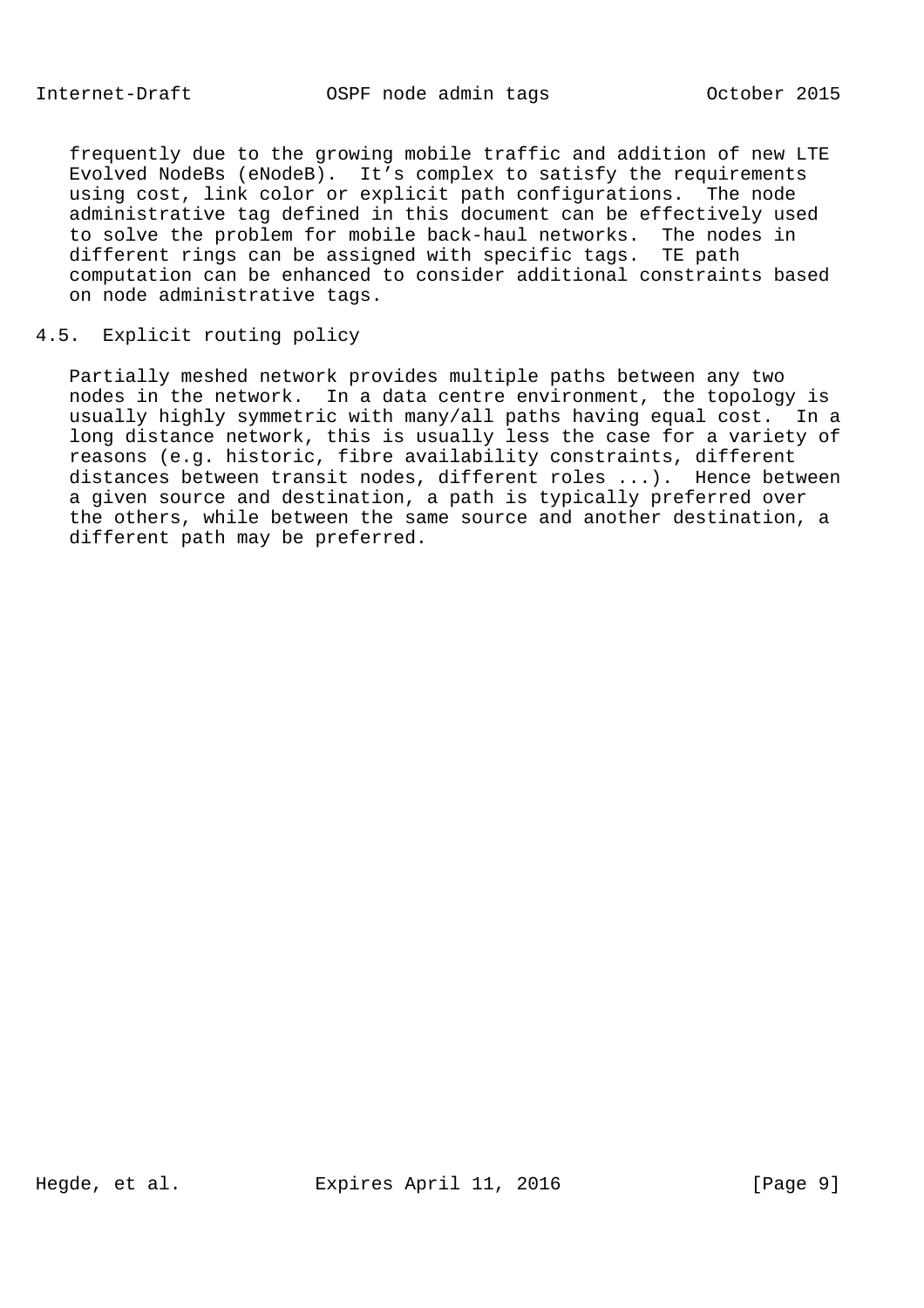frequently due to the growing mobile traffic and addition of new LTE Evolved NodeBs (eNodeB). It’s complex to satisfy the requirements using cost, link color or explicit path configurations. The node administrative tag defined in this document can be effectively used to solve the problem for mobile back-haul networks. The nodes in different rings can be assigned with specific tags. TE path computation can be enhanced to consider additional constraints based on node administrative tags.

## 4.5. Explicit routing policy

Partially meshed network provides multiple paths between any two nodes in the network. In a data centre environment, the topology is usually highly symmetric with many/all paths having equal cost. In a long distance network, this is usually less the case for a variety of reasons (e.g. historic, fibre availability constraints, different distances between transit nodes, different roles ...). Hence between a given source and destination, a path is typically preferred over the others, while between the same source and another destination, a different path may be preferred.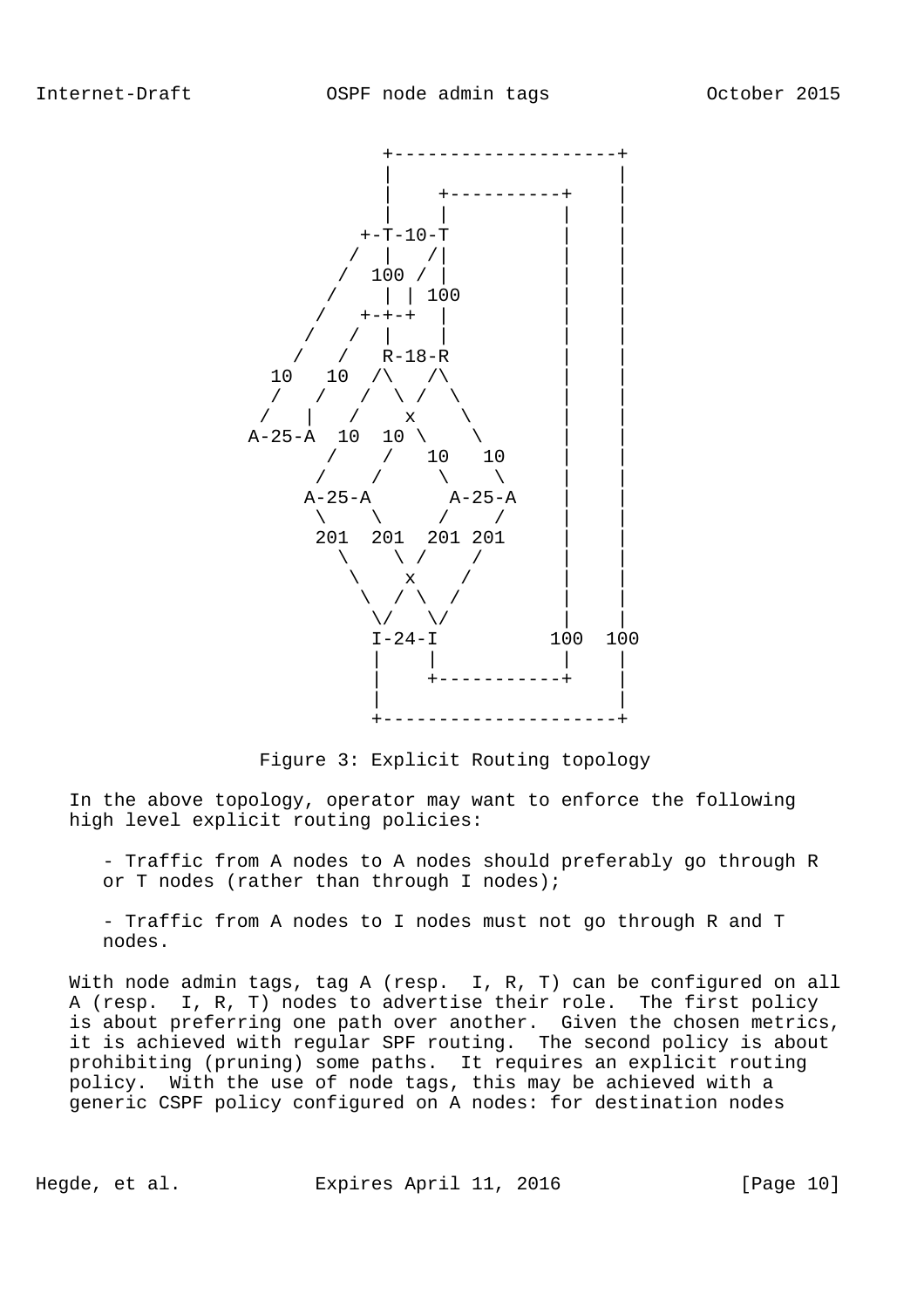```
                  +--------------------+
                  |                    |
                  |    +----------+    |
                  |    |          |    |
                +-T-10-T          |    |
               /  |   /|          |    |
              /  100 / |          |    |
             /    | | 100         |    |
            /   +-+-+  |          |    |
           /   /  |    |          |    |
          /   /   R-18-R          |    |
        10   10  /\   /\          |    |
        /   /   /  \ /  \         |    |
       /   |   /    x    \        |    |
     A-25-A  10  10 \     \       |    |
           /    /   10   10       |    |
          /    /     \    \       |    |
        A-25-A       A-25-A       |    |
          \    \     /    /       |    |
          201  201  201 201       |    |
            \    \ /    /         |    |
             \    x    /          |    |
              \  / \  /           |    |
              \/   \/             |    |
              I-24-I          100  100
              |    |              |    |
              |    +-----------+       |
              |                        |
              +---------------------+
```

Figure 3: Explicit Routing topology

In the above topology, operator may want to enforce the following high level explicit routing policies:

- Traffic from A nodes to A nodes should preferably go through R or T nodes (rather than through I nodes);

- Traffic from A nodes to I nodes must not go through R and T nodes.

With node admin tags, tag A (resp. I, R, T) can be configured on all A (resp. I, R, T) nodes to advertise their role. The first policy is about preferring one path over another. Given the chosen metrics, it is achieved with regular SPF routing. The second policy is about prohibiting (pruning) some paths. It requires an explicit routing policy. With the use of node tags, this may be achieved with a generic CSPF policy configured on A nodes: for destination nodes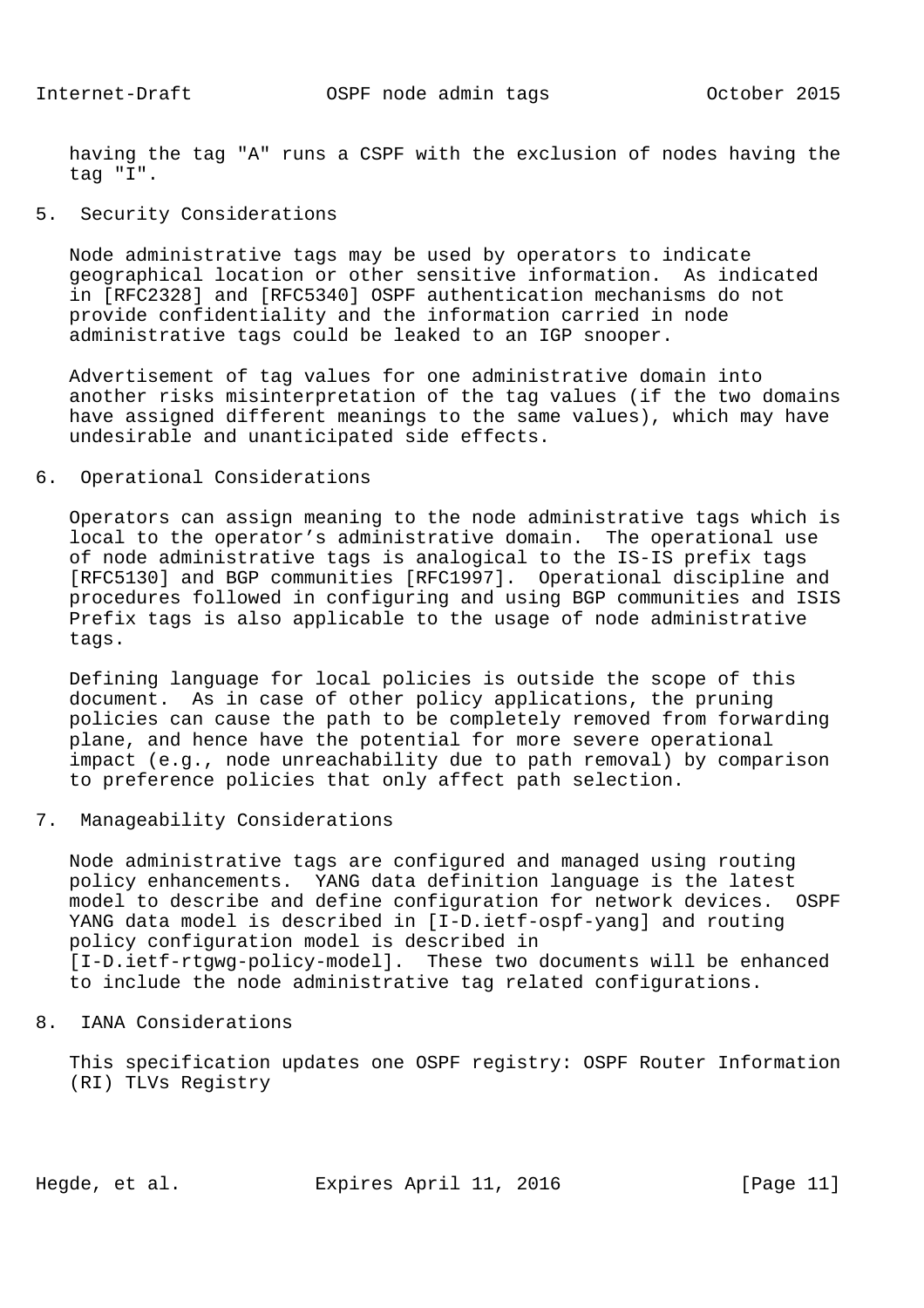having the tag "A" runs a CSPF with the exclusion of nodes having the tag "I".

## 5. Security Considerations

Node administrative tags may be used by operators to indicate geographical location or other sensitive information. As indicated in [RFC2328] and [RFC5340] OSPF authentication mechanisms do not provide confidentiality and the information carried in node administrative tags could be leaked to an IGP snooper.

Advertisement of tag values for one administrative domain into another risks misinterpretation of the tag values (if the two domains have assigned different meanings to the same values), which may have undesirable and unanticipated side effects.

## 6. Operational Considerations

Operators can assign meaning to the node administrative tags which is local to the operator’s administrative domain. The operational use of node administrative tags is analogical to the IS-IS prefix tags [RFC5130] and BGP communities [RFC1997]. Operational discipline and procedures followed in configuring and using BGP communities and ISIS Prefix tags is also applicable to the usage of node administrative tags.

Defining language for local policies is outside the scope of this document. As in case of other policy applications, the pruning policies can cause the path to be completely removed from forwarding plane, and hence have the potential for more severe operational impact (e.g., node unreachability due to path removal) by comparison to preference policies that only affect path selection.

## 7. Manageability Considerations

Node administrative tags are configured and managed using routing policy enhancements. YANG data definition language is the latest model to describe and define configuration for network devices. OSPF YANG data model is described in [I-D.ietf-ospf-yang] and routing policy configuration model is described in [I-D.ietf-rtgwg-policy-model]. These two documents will be enhanced to include the node administrative tag related configurations.

## 8. IANA Considerations

This specification updates one OSPF registry: OSPF Router Information (RI) TLVs Registry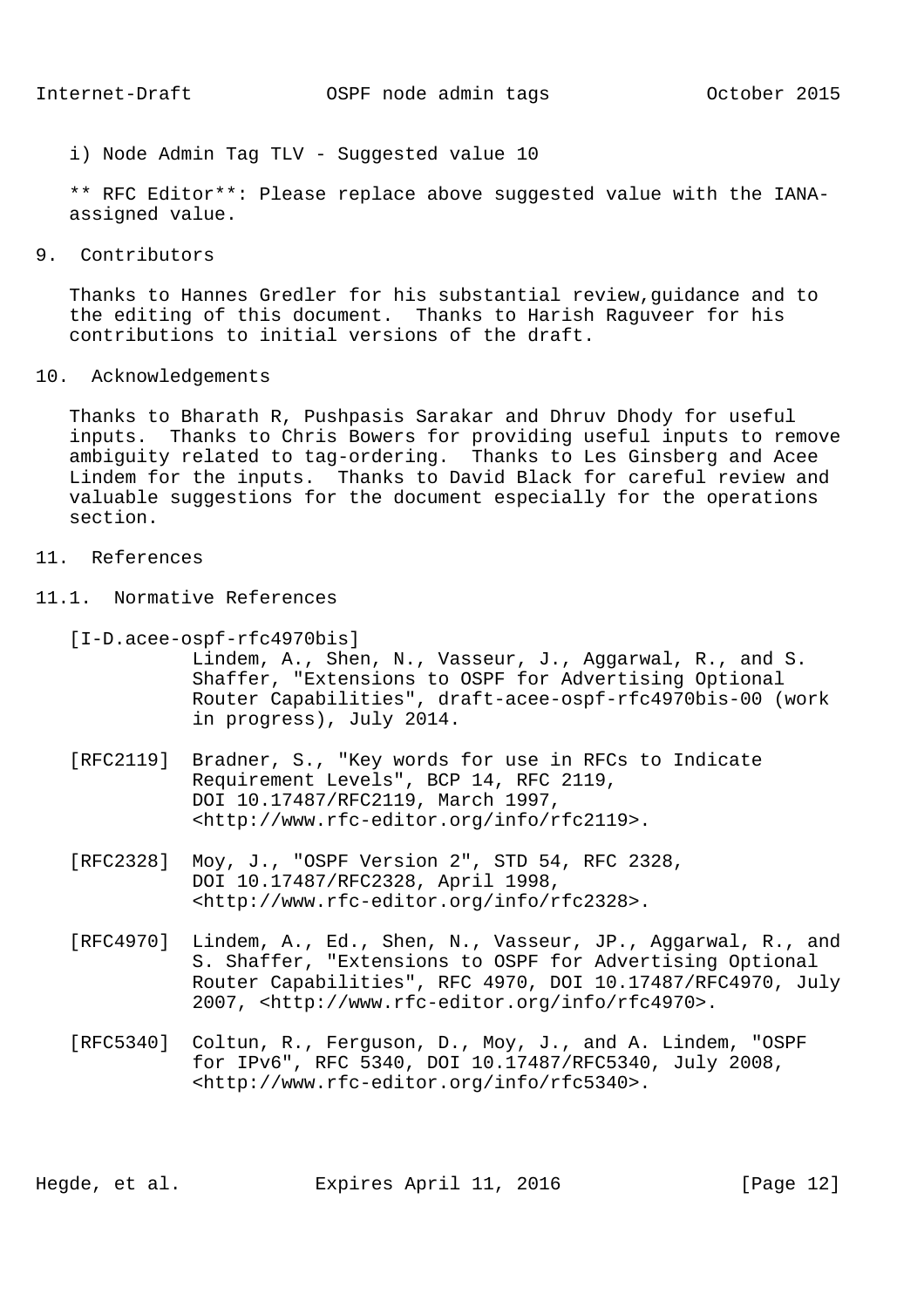i) Node Admin Tag TLV - Suggested value 10

** RFC Editor**: Please replace above suggested value with the IANA-assigned value.

## 9. Contributors

Thanks to Hannes Gredler for his substantial review,guidance and to the editing of this document. Thanks to Harish Raguveer for his contributions to initial versions of the draft.

## 10. Acknowledgements

Thanks to Bharath R, Pushpasis Sarakar and Dhruv Dhody for useful inputs. Thanks to Chris Bowers for providing useful inputs to remove ambiguity related to tag-ordering. Thanks to Les Ginsberg and Acee Lindem for the inputs. Thanks to David Black for careful review and valuable suggestions for the document especially for the operations section.

## 11. References

### 11.1. Normative References

[I-D.acee-ospf-rfc4970bis]
Lindem, A., Shen, N., Vasseur, J., Aggarwal, R., and S. Shaffer, "Extensions to OSPF for Advertising Optional Router Capabilities", draft-acee-ospf-rfc4970bis-00 (work in progress), July 2014.

[RFC2119] Bradner, S., "Key words for use in RFCs to Indicate Requirement Levels", BCP 14, RFC 2119, DOI 10.17487/RFC2119, March 1997, <http://www.rfc-editor.org/info/rfc2119>.

[RFC2328] Moy, J., "OSPF Version 2", STD 54, RFC 2328, DOI 10.17487/RFC2328, April 1998, <http://www.rfc-editor.org/info/rfc2328>.

[RFC4970] Lindem, A., Ed., Shen, N., Vasseur, JP., Aggarwal, R., and S. Shaffer, "Extensions to OSPF for Advertising Optional Router Capabilities", RFC 4970, DOI 10.17487/RFC4970, July 2007, <http://www.rfc-editor.org/info/rfc4970>.

[RFC5340] Coltun, R., Ferguson, D., Moy, J., and A. Lindem, "OSPF for IPv6", RFC 5340, DOI 10.17487/RFC5340, July 2008, <http://www.rfc-editor.org/info/rfc5340>.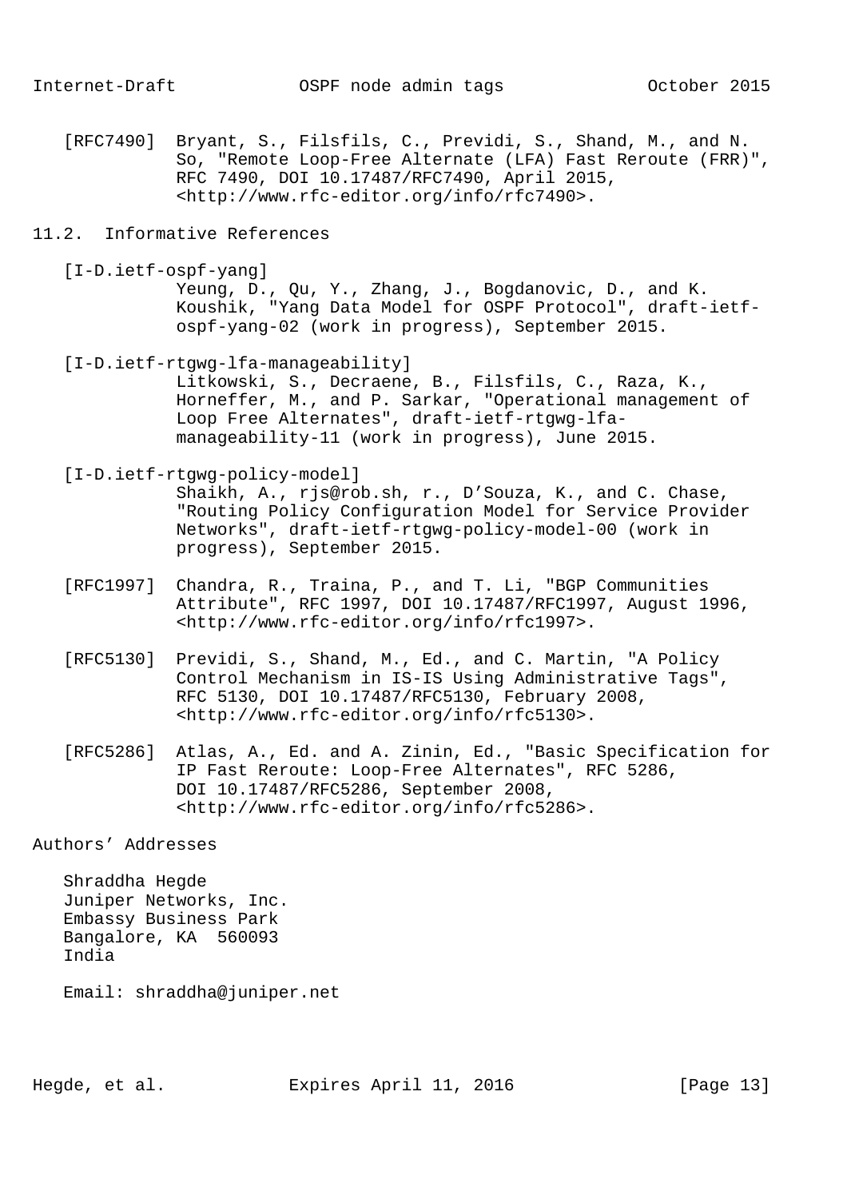[RFC7490] Bryant, S., Filsfils, C., Previdi, S., Shand, M., and N. So, "Remote Loop-Free Alternate (LFA) Fast Reroute (FRR)", RFC 7490, DOI 10.17487/RFC7490, April 2015, <http://www.rfc-editor.org/info/rfc7490>.

## 11.2. Informative References

[I-D.ietf-ospf-yang] Yeung, D., Qu, Y., Zhang, J., Bogdanovic, D., and K. Koushik, "Yang Data Model for OSPF Protocol", draft-ietf-ospf-yang-02 (work in progress), September 2015.

[I-D.ietf-rtgwg-lfa-manageability] Litkowski, S., Decraene, B., Filsfils, C., Raza, K., Horneffer, M., and P. Sarkar, "Operational management of Loop Free Alternates", draft-ietf-rtgwg-lfa-manageability-11 (work in progress), June 2015.

[I-D.ietf-rtgwg-policy-model] Shaikh, A., rjs@rob.sh, r., D'Souza, K., and C. Chase, "Routing Policy Configuration Model for Service Provider Networks", draft-ietf-rtgwg-policy-model-00 (work in progress), September 2015.

[RFC1997] Chandra, R., Traina, P., and T. Li, "BGP Communities Attribute", RFC 1997, DOI 10.17487/RFC1997, August 1996, <http://www.rfc-editor.org/info/rfc1997>.

[RFC5130] Previdi, S., Shand, M., Ed., and C. Martin, "A Policy Control Mechanism in IS-IS Using Administrative Tags", RFC 5130, DOI 10.17487/RFC5130, February 2008, <http://www.rfc-editor.org/info/rfc5130>.

[RFC5286] Atlas, A., Ed. and A. Zinin, Ed., "Basic Specification for IP Fast Reroute: Loop-Free Alternates", RFC 5286, DOI 10.17487/RFC5286, September 2008, <http://www.rfc-editor.org/info/rfc5286>.

## Authors' Addresses

Shraddha Hegde
Juniper Networks, Inc.
Embassy Business Park
Bangalore, KA 560093
India

Email: shraddha@juniper.net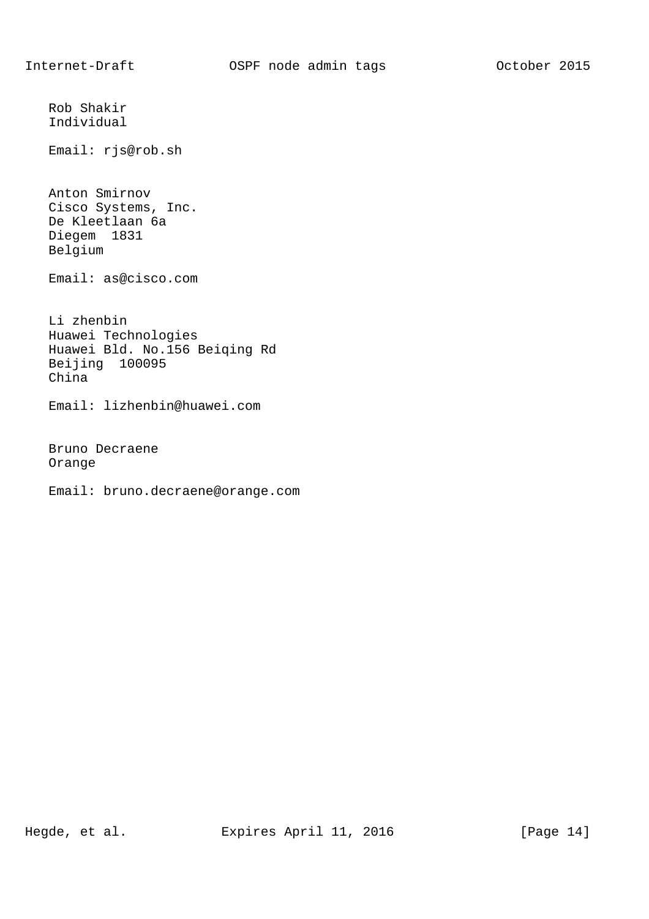Rob Shakir
Individual

Email: rjs@rob.sh

Anton Smirnov
Cisco Systems, Inc.
De Kleetlaan 6a
Diegem  1831
Belgium

Email: as@cisco.com

Li zhenbin
Huawei Technologies
Huawei Bld. No.156 Beiqing Rd
Beijing  100095
China

Email: lizhenbin@huawei.com

Bruno Decraene
Orange

Email: bruno.decraene@orange.com